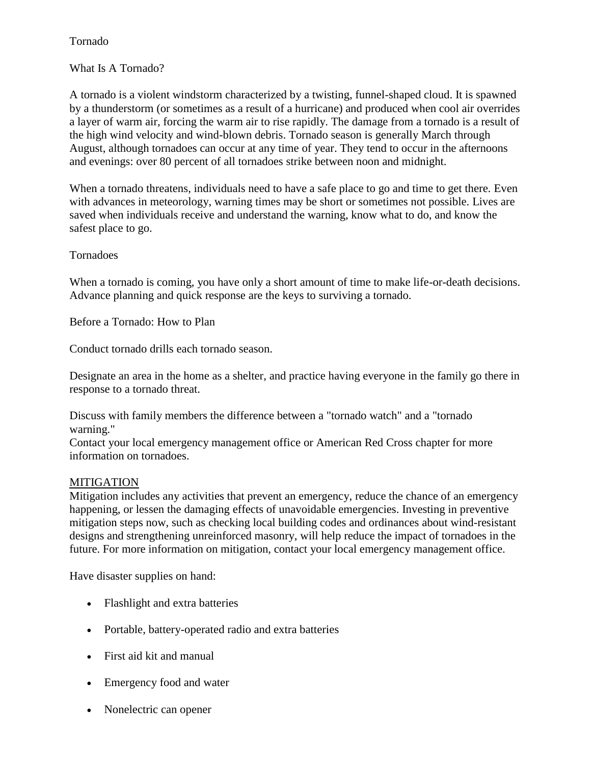# Tornado

## What Is A Tornado?

A tornado is a violent windstorm characterized by a twisting, funnel-shaped cloud. It is spawned by a thunderstorm (or sometimes as a result of a hurricane) and produced when cool air overrides a layer of warm air, forcing the warm air to rise rapidly. The damage from a tornado is a result of the high wind velocity and wind-blown debris. Tornado season is generally March through August, although tornadoes can occur at any time of year. They tend to occur in the afternoons and evenings: over 80 percent of all tornadoes strike between noon and midnight.

When a tornado threatens, individuals need to have a safe place to go and time to get there. Even with advances in meteorology, warning times may be short or sometimes not possible. Lives are saved when individuals receive and understand the warning, know what to do, and know the safest place to go.

## Tornadoes

When a tornado is coming, you have only a short amount of time to make life-or-death decisions. Advance planning and quick response are the keys to surviving a tornado.

### Before a Tornado: How to Plan

Conduct tornado drills each tornado season.

Designate an area in the home as a shelter, and practice having everyone in the family go there in response to a tornado threat.

Discuss with family members the difference between a "tornado watch" and a "tornado warning."
Contact your local emergency management office or American Red Cross chapter for more information on tornadoes.

<u>MITIGATION</u>
Mitigation includes any activities that prevent an emergency, reduce the chance of an emergency happening, or lessen the damaging effects of unavoidable emergencies. Investing in preventive mitigation steps now, such as checking local building codes and ordinances about wind-resistant designs and strengthening unreinforced masonry, will help reduce the impact of tornadoes in the future. For more information on mitigation, contact your local emergency management office.

Have disaster supplies on hand:

- Flashlight and extra batteries
- Portable, battery-operated radio and extra batteries
- First aid kit and manual
- Emergency food and water
- Nonelectric can opener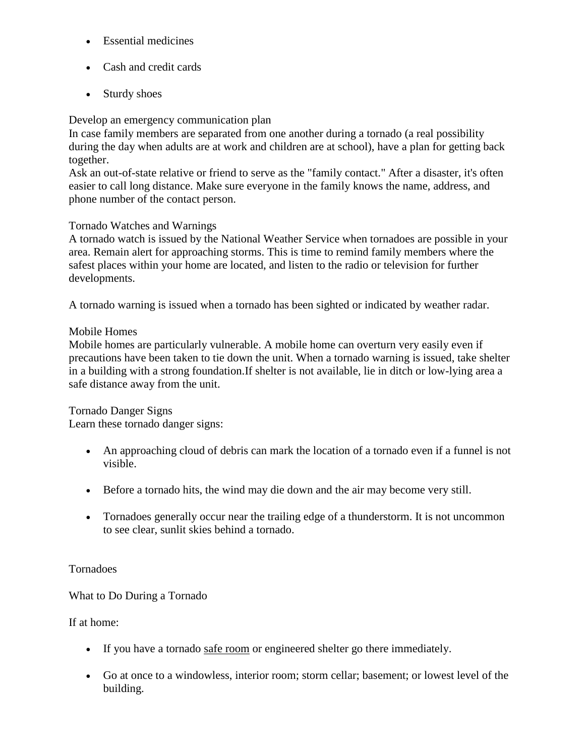- Essential medicines
- Cash and credit cards
- Sturdy shoes

Develop an emergency communication plan
In case family members are separated from one another during a tornado (a real possibility during the day when adults are at work and children are at school), have a plan for getting back together.
Ask an out-of-state relative or friend to serve as the "family contact." After a disaster, it's often easier to call long distance. Make sure everyone in the family knows the name, address, and phone number of the contact person.

Tornado Watches and Warnings
A tornado watch is issued by the National Weather Service when tornadoes are possible in your area. Remain alert for approaching storms. This is time to remind family members where the safest places within your home are located, and listen to the radio or television for further developments.

A tornado warning is issued when a tornado has been sighted or indicated by weather radar.

Mobile Homes
Mobile homes are particularly vulnerable. A mobile home can overturn very easily even if precautions have been taken to tie down the unit. When a tornado warning is issued, take shelter in a building with a strong foundation.If shelter is not available, lie in ditch or low-lying area a safe distance away from the unit.

Tornado Danger Signs
Learn these tornado danger signs:

- An approaching cloud of debris can mark the location of a tornado even if a funnel is not visible.
- Before a tornado hits, the wind may die down and the air may become very still.
- Tornadoes generally occur near the trailing edge of a thunderstorm. It is not uncommon to see clear, sunlit skies behind a tornado.

Tornadoes

What to Do During a Tornado

If at home:

- If you have a tornado safe room or engineered shelter go there immediately.
- Go at once to a windowless, interior room; storm cellar; basement; or lowest level of the building.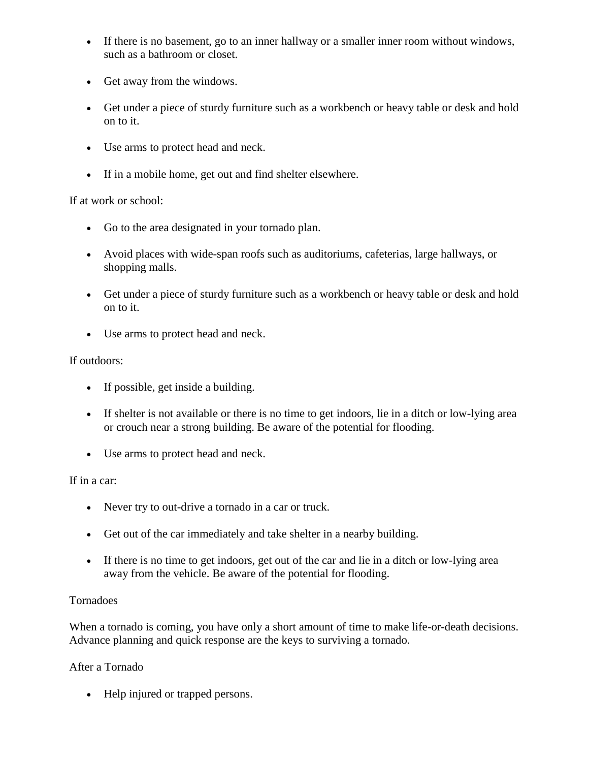- If there is no basement, go to an inner hallway or a smaller inner room without windows, such as a bathroom or closet.
- Get away from the windows.
- Get under a piece of sturdy furniture such as a workbench or heavy table or desk and hold on to it.
- Use arms to protect head and neck.
- If in a mobile home, get out and find shelter elsewhere.

If at work or school:

- Go to the area designated in your tornado plan.
- Avoid places with wide-span roofs such as auditoriums, cafeterias, large hallways, or shopping malls.
- Get under a piece of sturdy furniture such as a workbench or heavy table or desk and hold on to it.
- Use arms to protect head and neck.

If outdoors:

- If possible, get inside a building.
- If shelter is not available or there is no time to get indoors, lie in a ditch or low-lying area or crouch near a strong building. Be aware of the potential for flooding.
- Use arms to protect head and neck.

If in a car:

- Never try to out-drive a tornado in a car or truck.
- Get out of the car immediately and take shelter in a nearby building.
- If there is no time to get indoors, get out of the car and lie in a ditch or low-lying area away from the vehicle. Be aware of the potential for flooding.

Tornadoes

When a tornado is coming, you have only a short amount of time to make life-or-death decisions. Advance planning and quick response are the keys to surviving a tornado.

After a Tornado

- Help injured or trapped persons.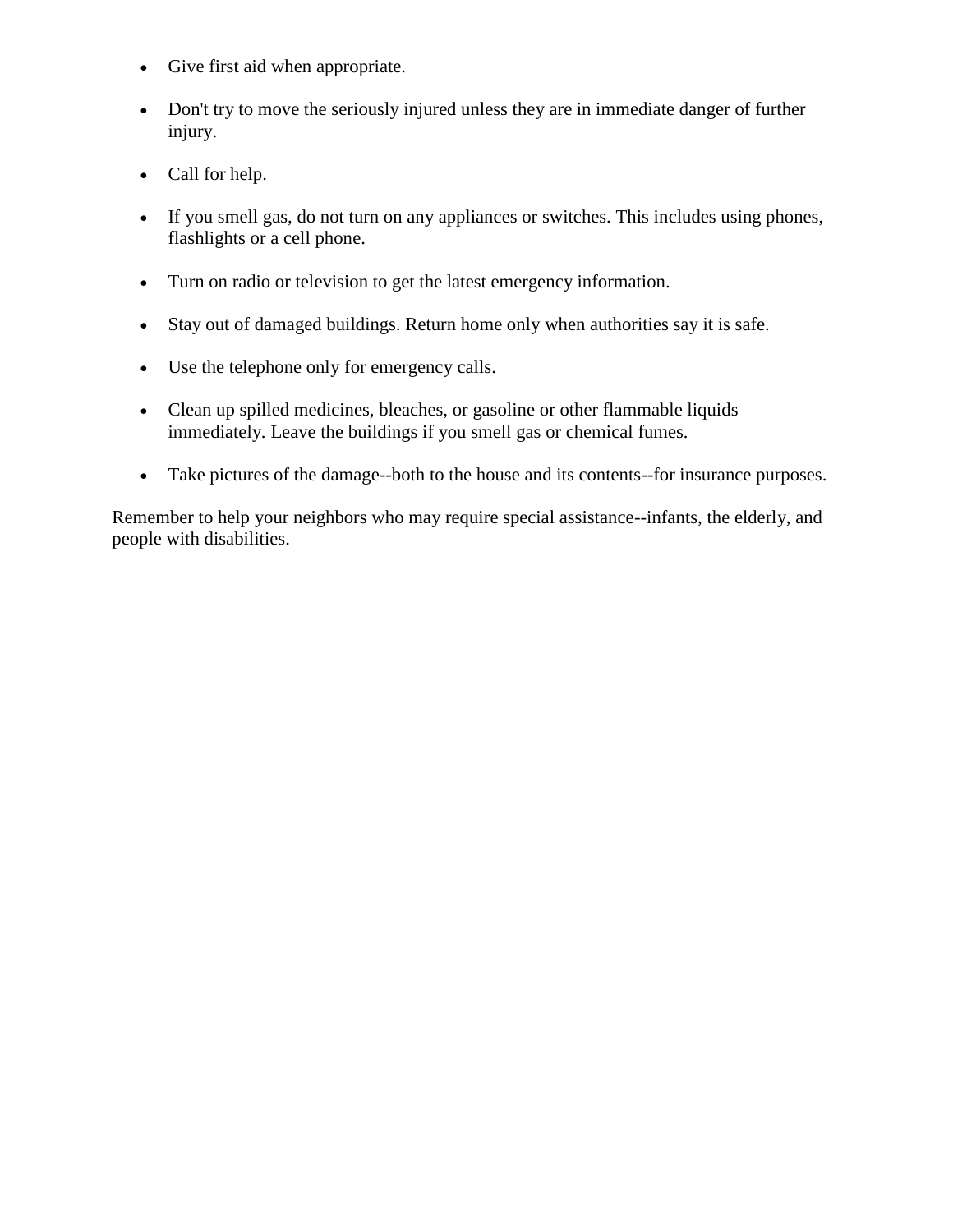- Give first aid when appropriate.
- Don't try to move the seriously injured unless they are in immediate danger of further injury.
- Call for help.
- If you smell gas, do not turn on any appliances or switches. This includes using phones, flashlights or a cell phone.
- Turn on radio or television to get the latest emergency information.
- Stay out of damaged buildings. Return home only when authorities say it is safe.
- Use the telephone only for emergency calls.
- Clean up spilled medicines, bleaches, or gasoline or other flammable liquids immediately. Leave the buildings if you smell gas or chemical fumes.
- Take pictures of the damage--both to the house and its contents--for insurance purposes.

Remember to help your neighbors who may require special assistance--infants, the elderly, and people with disabilities.